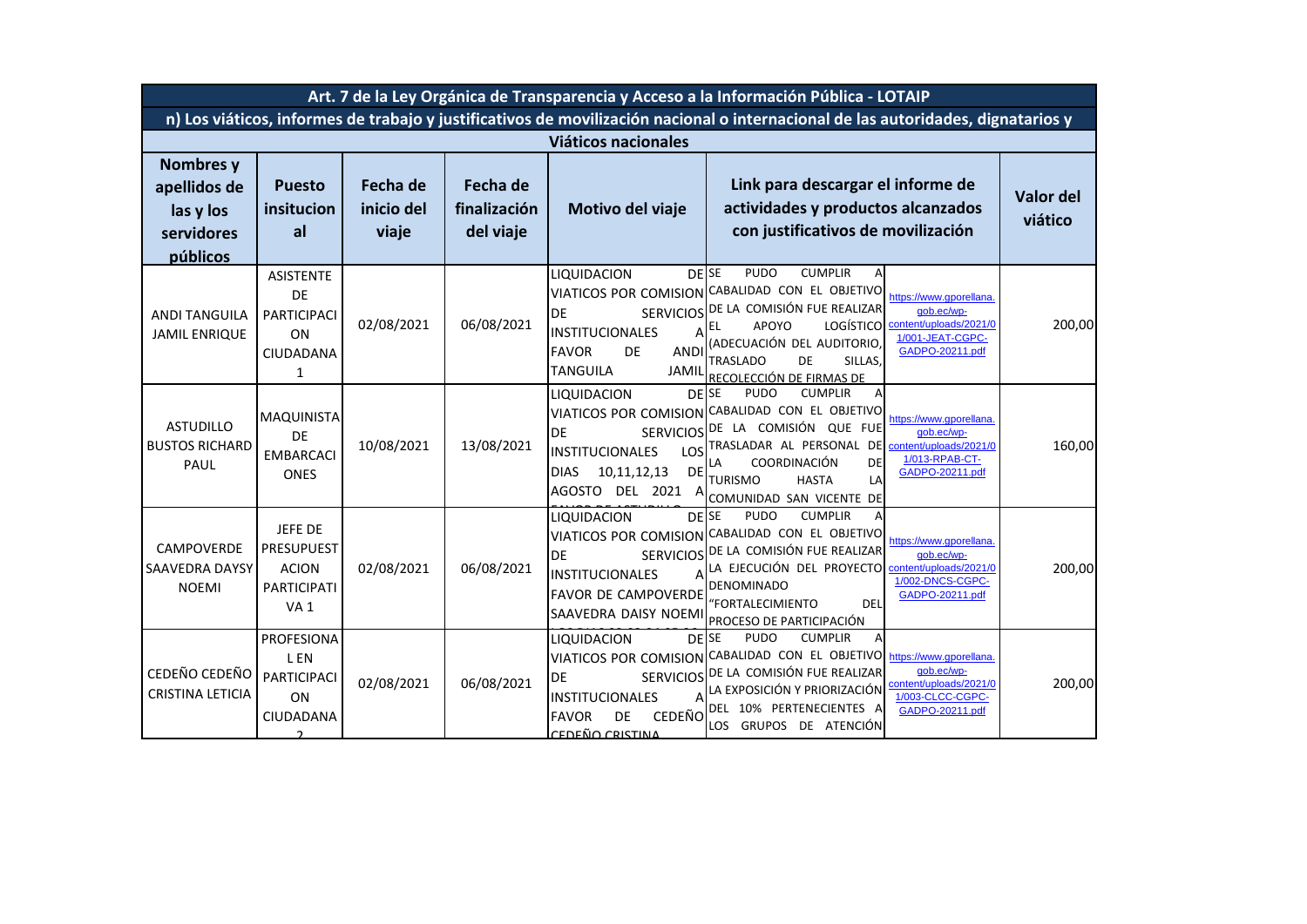| Art. 7 de la Ley Orgánica de Transparencia y Acceso a la Información Pública - LOTAIP | | | | | | | |
|---|---|---|---|---|---|---|---|
| n) Los viáticos, informes de trabajo y justificativos de movilización nacional o internacional de las autoridades, dignatarios y | | | | | | | |
| Viáticos nacionales | | | | | | | |
| **Nombres y apellidos de las y los servidores públicos** | **Puesto insitucional** | **Fecha de inicio del viaje** | **Fecha de finalización del viaje** | **Motivo del viaje** | **Link para descargar el informe de actividades y productos alcanzados con justificativos de movilización** | | **Valor del viático** |
| ANDI TANGUILA JAMIL ENRIQUE | ASISTENTE DE PARTICIPACION CIUDADANA 1 | 02/08/2021 | 06/08/2021 | LIQUIDACION DE VIATICOS POR COMISION DE SERVICIOS INSTITUCIONALES A FAVOR DE ANDI TANGUILA JAMIL | SE PUDO CUMPLIR A CABALIDAD CON EL OBJETIVO DE LA COMISIÓN FUE REALIZAR EL APOYO LOGÍSTICO (ADECUACIÓN DEL AUDITORIO, TRASLADO DE SILLAS, RECOLECCIÓN DE FIRMAS DE | https://www.gporellana.gob.ec/wp-content/uploads/2021/01/001-JEAT-CGPC-GADPO-20211.pdf | 200,00 |
| ASTUDILLO BUSTOS RICHARD PAUL | MAQUINISTA DE EMBARCACIONES | 10/08/2021 | 13/08/2021 | LIQUIDACION DE VIATICOS POR COMISION DE SERVICIOS INSTITUCIONALES LOS DIAS 10,11,12,13 DE AGOSTO DEL 2021 A | SE PUDO CUMPLIR A CABALIDAD CON EL OBJETIVO DE LA COMISIÓN QUE FUE TRASLADAR AL PERSONAL DE LA COORDINACIÓN DE TURISMO HASTA LA COMUNIDAD SAN VICENTE DE | https://www.gporellana.gob.ec/wp-content/uploads/2021/01/013-RPAB-CT-GADPO-20211.pdf | 160,00 |
| CAMPOVERDE SAAVEDRA DAYSY NOEMI | JEFE DE PRESUPUESTACION PARTICIPATIVA 1 | 02/08/2021 | 06/08/2021 | LIQUIDACION DE VIATICOS POR COMISION DE SERVICIOS INSTITUCIONALES A FAVOR DE CAMPOVERDE SAAVEDRA DAISY NOEMI | SE PUDO CUMPLIR A CABALIDAD CON EL OBJETIVO DE LA COMISIÓN FUE REALIZAR LA EJECUCIÓN DEL PROYECTO DENOMINADO "FORTALECIMIENTO DEL PROCESO DE PARTICIPACIÓN | https://www.gporellana.gob.ec/wp-content/uploads/2021/01/002-DNCS-CGPC-GADPO-20211.pdf | 200,00 |
| CEDEÑO CEDEÑO CRISTINA LETICIA | PROFESIONAL EN PARTICIPACION CIUDADANA 2 | 02/08/2021 | 06/08/2021 | LIQUIDACION DE VIATICOS POR COMISION DE SERVICIOS INSTITUCIONALES A FAVOR DE CEDEÑO CEDEÑO CRISTINA | SE PUDO CUMPLIR A CABALIDAD CON EL OBJETIVO DE LA COMISIÓN FUE REALIZAR LA EXPOSICIÓN Y PRIORIZACIÓN DEL 10% PERTENECIENTES A LOS GRUPOS DE ATENCIÓN | https://www.gporellana.gob.ec/wp-content/uploads/2021/01/003-CLCC-CGPC-GADPO-20211.pdf | 200,00 |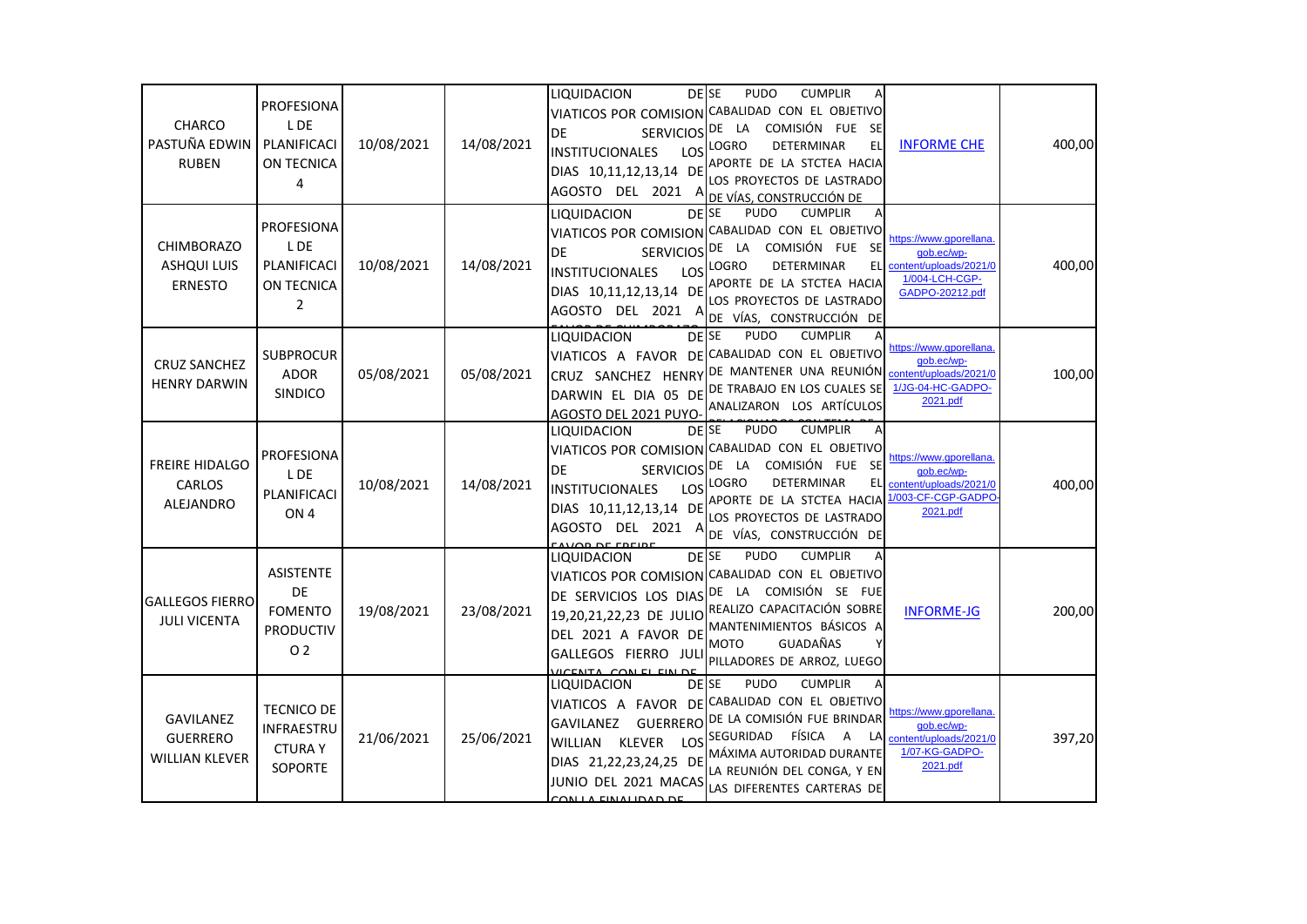| CHARCO PASTUÑA EDWIN RUBEN | PROFESIONAL DE PLANIFICACION TECNICA 4 | 10/08/2021 | 14/08/2021 | LIQUIDACION DE VIATICOS POR COMISION DE SERVICIOS INSTITUCIONALES LOS DIAS 10,11,12,13,14 DE AGOSTO DEL 2021 A | SE PUDO CUMPLIR A CABALIDAD CON EL OBJETIVO DE LA COMISIÓN FUE SE LOGRO DETERMINAR EL APORTE DE LA STCTEA HACIA LOS PROYECTOS DE LASTRADO DE VÍAS, CONSTRUCCIÓN DE | INFORME CHE | 400,00 |
|---|---|---|---|---|---|---|---|
| CHIMBORAZO ASHQUI LUIS ERNESTO | PROFESIONAL DE PLANIFICACION TECNICA 2 | 10/08/2021 | 14/08/2021 | LIQUIDACION DE VIATICOS POR COMISION DE SERVICIOS INSTITUCIONALES LOS DIAS 10,11,12,13,14 DE AGOSTO DEL 2021 A | SE PUDO CUMPLIR A CABALIDAD CON EL OBJETIVO DE LA COMISIÓN FUE SE LOGRO DETERMINAR EL APORTE DE LA STCTEA HACIA LOS PROYECTOS DE LASTRADO DE VÍAS, CONSTRUCCIÓN DE | https://www.gporellana.gob.ec/wp-content/uploads/2021/01/004-LCH-CGP-GADPO-20212.pdf | 400,00 |
| CRUZ SANCHEZ HENRY DARWIN | SUBPROCURADOR SINDICO | 05/08/2021 | 05/08/2021 | LIQUIDACION DE VIATICOS A FAVOR DE CRUZ SANCHEZ HENRY DARWIN EL DIA 05 DE AGOSTO DEL 2021 PUYO- | SE PUDO CUMPLIR A CABALIDAD CON EL OBJETIVO DE MANTENER UNA REUNIÓN DE TRABAJO EN LOS CUALES SE ANALIZARON LOS ARTÍCULOS | https://www.gporellana.gob.ec/wp-content/uploads/2021/01/JG-04-HC-GADPO-2021.pdf | 100,00 |
| FREIRE HIDALGO CARLOS ALEJANDRO | PROFESIONAL DE PLANIFICACION 4 | 10/08/2021 | 14/08/2021 | LIQUIDACION DE VIATICOS POR COMISION DE SERVICIOS INSTITUCIONALES LOS DIAS 10,11,12,13,14 DE AGOSTO DEL 2021 A FAVOR DE FREIRE | SE PUDO CUMPLIR A CABALIDAD CON EL OBJETIVO DE LA COMISIÓN FUE SE LOGRO DETERMINAR EL APORTE DE LA STCTEA HACIA LOS PROYECTOS DE LASTRADO DE VÍAS, CONSTRUCCIÓN DE | https://www.gporellana.gob.ec/wp-content/uploads/2021/01/003-CF-CGP-GADPO-2021.pdf | 400,00 |
| GALLEGOS FIERRO JULI VICENTA | ASISTENTE DE FOMENTO PRODUCTIVO 2 | 19/08/2021 | 23/08/2021 | LIQUIDACION DE VIATICOS POR COMISION DE SERVICIOS LOS DIAS 19,20,21,22,23 DE JULIO DEL 2021 A FAVOR DE GALLEGOS FIERRO JULI VICENTA CON EL FIN DE | SE PUDO CUMPLIR A CABALIDAD CON EL OBJETIVO DE LA COMISIÓN SE FUE REALIZO CAPACITACIÓN SOBRE MANTENIMIENTOS BÁSICOS A MOTO GUADAÑAS Y PILLADORES DE ARROZ, LUEGO | INFORME-JG | 200,00 |
| GAVILANEZ GUERRERO WILLIAN KLEVER | TECNICO DE INFRAESTRUCTURA Y SOPORTE | 21/06/2021 | 25/06/2021 | LIQUIDACION DE VIATICOS A FAVOR DE GAVILANEZ GUERRERO WILLIAN KLEVER LOS DIAS 21,22,23,24,25 DE JUNIO DEL 2021 MACAS CON LA FINALIDAD DE | SE PUDO CUMPLIR A CABALIDAD CON EL OBJETIVO DE LA COMISIÓN FUE BRINDAR SEGURIDAD FÍSICA A LA MÁXIMA AUTORIDAD DURANTE LA REUNIÓN DEL CONGA, Y EN LAS DIFERENTES CARTERAS DE | https://www.gporellana.gob.ec/wp-content/uploads/2021/01/07-KG-GADPO-2021.pdf | 397,20 |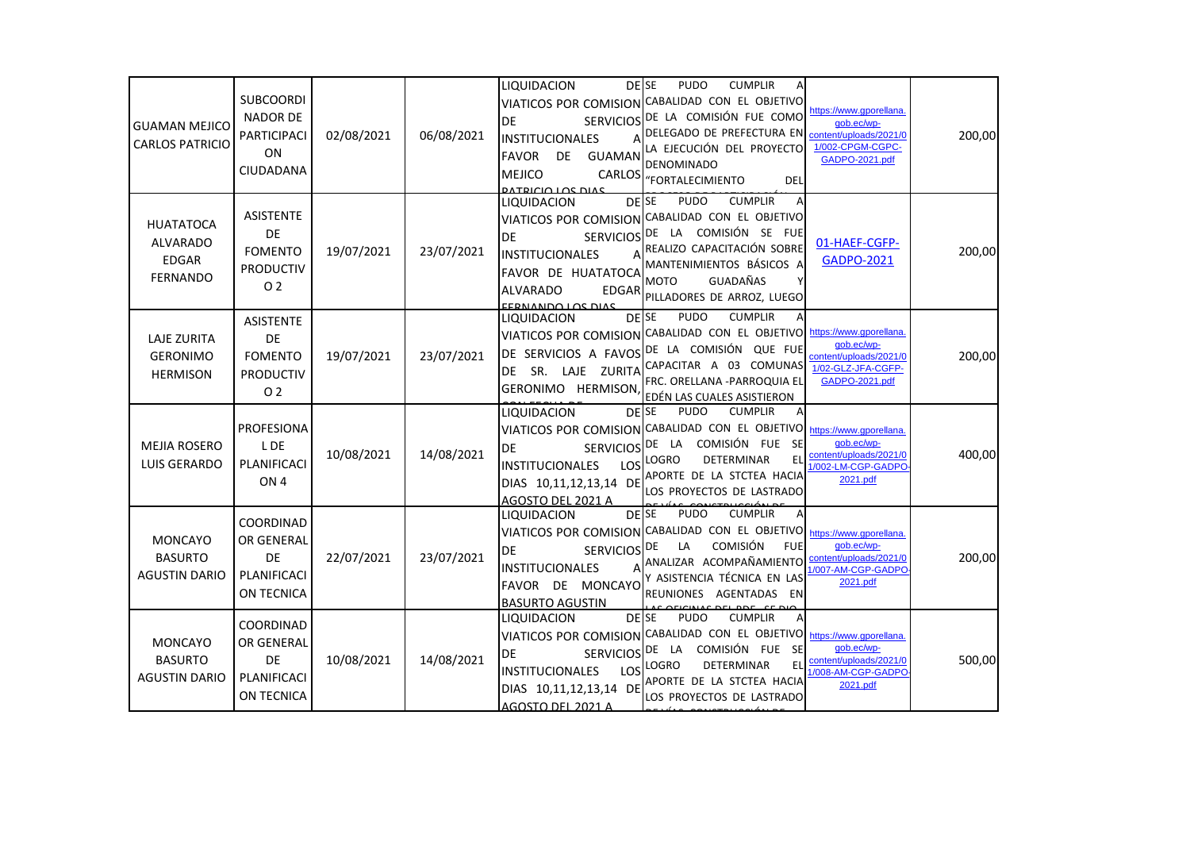| | | | | | | | |
|---|---|---|---|---|---|---|---|
| GUAMAN MEJICO CARLOS PATRICIO | SUBCOORDINADOR DE PARTICIPACION CIUDADANA | 02/08/2021 | 06/08/2021 | LIQUIDACION DE VIATICOS POR COMISION DE SERVICIOS INSTITUCIONALES A FAVOR DE GUAMAN MEJICO CARLOS PATRICIO LOS DIAS | SE PUDO CUMPLIR A CABALIDAD CON EL OBJETIVO DE LA COMISIÓN FUE COMO DELEGADO DE PREFECTURA EN LA EJECUCIÓN DEL PROYECTO DENOMINADO "FORTALECIMIENTO DEL | https://www.gporellana.gob.ec/wp-content/uploads/2021/01/002-CPGM-CGPC-GADPO-2021.pdf | 200,00 |
| HUATATOCA ALVARADO EDGAR FERNANDO | ASISTENTE DE FOMENTO PRODUCTIVO 2 | 19/07/2021 | 23/07/2021 | LIQUIDACION DE VIATICOS POR COMISION DE SERVICIOS INSTITUCIONALES A FAVOR DE HUATATOCA ALVARADO EDGAR FERNANDO LOS DIAS | SE PUDO CUMPLIR A CABALIDAD CON EL OBJETIVO DE LA COMISIÓN SE FUE REALIZO CAPACITACIÓN SOBRE MANTENIMIENTOS BÁSICOS A MOTO GUADAÑAS Y PILLADORES DE ARROZ, LUEGO | 01-HAEF-CGFP-GADPO-2021 | 200,00 |
| LAJE ZURITA GERONIMO HERMISON | ASISTENTE DE FOMENTO PRODUCTIVO 2 | 19/07/2021 | 23/07/2021 | LIQUIDACION DE VIATICOS POR COMISION DE SERVICIOS A FAVOS DE SR. LAJE ZURITA GERONIMO HERMISON, | SE PUDO CUMPLIR A CABALIDAD CON EL OBJETIVO DE LA COMISIÓN QUE FUE CAPACITAR A 03 COMUNAS FRC. ORELLANA -PARROQUIA EL EDÉN LAS CUALES ASISTIERON | https://www.gporellana.gob.ec/wp-content/uploads/2021/02-GLZ-JFA-CGFP-GADPO-2021.pdf | 200,00 |
| MEJIA ROSERO LUIS GERARDO | PROFESIONAL DE PLANIFICACION 4 | 10/08/2021 | 14/08/2021 | LIQUIDACION DE VIATICOS POR COMISION DE SERVICIOS INSTITUCIONALES LOS DIAS 10,11,12,13,14 DE AGOSTO DEL 2021 A | SE PUDO CUMPLIR A CABALIDAD CON EL OBJETIVO DE LA COMISIÓN FUE SE LOGRO DETERMINAR EL APORTE DE LA STCTEA HACIA LOS PROYECTOS DE LASTRADO | https://www.gporellana.gob.ec/wp-content/uploads/2021/01/002-LM-CGP-GADPO-2021.pdf | 400,00 |
| MONCAYO BASURTO AGUSTIN DARIO | COORDINADOR GENERAL DE PLANIFICACION TECNICA | 22/07/2021 | 23/07/2021 | LIQUIDACION DE VIATICOS POR COMISION DE SERVICIOS INSTITUCIONALES A FAVOR DE MONCAYO BASURTO AGUSTIN | SE PUDO CUMPLIR A CABALIDAD CON EL OBJETIVO DE LA COMISIÓN FUE ANALIZAR ACOMPAÑAMIENTO Y ASISTENCIA TÉCNICA EN LAS REUNIONES AGENTADAS EN | https://www.gporellana.gob.ec/wp-content/uploads/2021/01/007-AM-CGP-GADPO-2021.pdf | 200,00 |
| MONCAYO BASURTO AGUSTIN DARIO | COORDINADOR GENERAL DE PLANIFICACION TECNICA | 10/08/2021 | 14/08/2021 | LIQUIDACION DE VIATICOS POR COMISION DE SERVICIOS INSTITUCIONALES LOS DIAS 10,11,12,13,14 DE AGOSTO DEL 2021 A | SE PUDO CUMPLIR A CABALIDAD CON EL OBJETIVO DE LA COMISIÓN FUE SE LOGRO DETERMINAR EL APORTE DE LA STCTEA HACIA LOS PROYECTOS DE LASTRADO | https://www.gporellana.gob.ec/wp-content/uploads/2021/01/008-AM-CGP-GADPO-2021.pdf | 500,00 |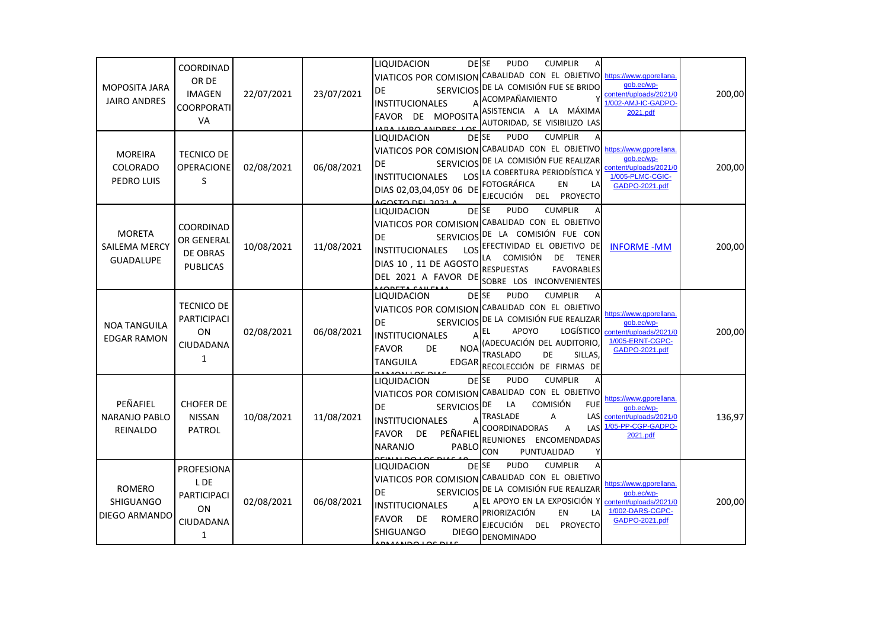| MOPOSITA JARA JAIRO ANDRES | COORDINADOR DE IMAGEN COORPORATIVA | 22/07/2021 | 23/07/2021 | LIQUIDACION DE VIATICOS POR COMISION DE SERVICIOS INSTITUCIONALES A FAVOR DE MOPOSITA JARA JAIRO ANDRES LOS | SE PUDO CUMPLIR A CABALIDAD CON EL OBJETIVO DE LA COMISIÓN FUE SE BRIDO ACOMPAÑAMIENTO Y ASISTENCIA A LA MÁXIMA AUTORIDAD, SE VISIBILIZO LAS | https://www.gporellana.gob.ec/wp-content/uploads/2021/01/002-AMJ-IC-GADPO-2021.pdf | 200,00 |
|---|---|---|---|---|---|---|---|
| MOREIRA COLORADO PEDRO LUIS | TECNICO DE OPERACIONES | 02/08/2021 | 06/08/2021 | LIQUIDACION DE VIATICOS POR COMISION DE SERVICIOS INSTITUCIONALES LOS DIAS 02,03,04,05Y 06 DE AGOSTO DEL 2021 A | SE PUDO CUMPLIR A CABALIDAD CON EL OBJETIVO DE LA COMISIÓN FUE REALIZAR LA COBERTURA PERIODÍSTICA Y FOTOGRÁFICA EN LA EJECUCIÓN DEL PROYECTO | https://www.gporellana.gob.ec/wp-content/uploads/2021/01/005-PLMC-CGIC-GADPO-2021.pdf | 200,00 |
| MORETA SAILEMA MERCY GUADALUPE | COORDINADOR GENERAL DE OBRAS PUBLICAS | 10/08/2021 | 11/08/2021 | LIQUIDACION DE VIATICOS POR COMISION DE SERVICIOS INSTITUCIONALES LOS DIAS 10 , 11 DE AGOSTO DEL 2021 A FAVOR DE MORETA SAILEMA | SE PUDO CUMPLIR A CABALIDAD CON EL OBJETIVO DE LA COMISIÓN FUE CON EFECTIVIDAD EL OBJETIVO DE LA COMISIÓN DE TENER RESPUESTAS FAVORABLES SOBRE LOS INCONVENIENTES | INFORME -MM | 200,00 |
| NOA TANGUILA EDGAR RAMON | TECNICO DE PARTICIPACION CIUDADANA 1 | 02/08/2021 | 06/08/2021 | LIQUIDACION DE VIATICOS POR COMISION DE SERVICIOS INSTITUCIONALES A FAVOR DE NOA TANGUILA EDGAR RAMON LOS DIAS | SE PUDO CUMPLIR A CABALIDAD CON EL OBJETIVO DE LA COMISIÓN FUE REALIZAR EL APOYO LOGÍSTICO (ADECUACIÓN DEL AUDITORIO, TRASLADO DE SILLAS, RECOLECCIÓN DE FIRMAS DE | https://www.gporellana.gob.ec/wp-content/uploads/2021/01/005-ERNT-CGPC-GADPO-2021.pdf | 200,00 |
| PEÑAFIEL NARANJO PABLO REINALDO | CHOFER DE NISSAN PATROL | 10/08/2021 | 11/08/2021 | LIQUIDACION DE VIATICOS POR COMISION DE SERVICIOS INSTITUCIONALES A FAVOR DE PEÑAFIEL NARANJO PABLO REINALDO LOS DIAS 10 | SE PUDO CUMPLIR A CABALIDAD CON EL OBJETIVO DE LA COMISIÓN FUE TRASLADE A LAS COORDINADORAS A LAS REUNIONES ENCOMENDADAS CON PUNTUALIDAD Y | https://www.gporellana.gob.ec/wp-content/uploads/2021/01/05-PP-CGP-GADPO-2021.pdf | 136,97 |
| ROMERO SHIGUANGO DIEGO ARMANDO | PROFESIONAL DE PARTICIPACION CIUDADANA 1 | 02/08/2021 | 06/08/2021 | LIQUIDACION DE VIATICOS POR COMISION DE SERVICIOS INSTITUCIONALES A FAVOR DE ROMERO SHIGUANGO DIEGO ARMANDO LOS DIAS | SE PUDO CUMPLIR A CABALIDAD CON EL OBJETIVO DE LA COMISIÓN FUE REALIZAR EL APOYO EN LA EXPOSICIÓN Y PRIORIZACIÓN EN LA EJECUCIÓN DEL PROYECTO DENOMINADO | https://www.gporellana.gob.ec/wp-content/uploads/2021/01/002-DARS-CGPC-GADPO-2021.pdf | 200,00 |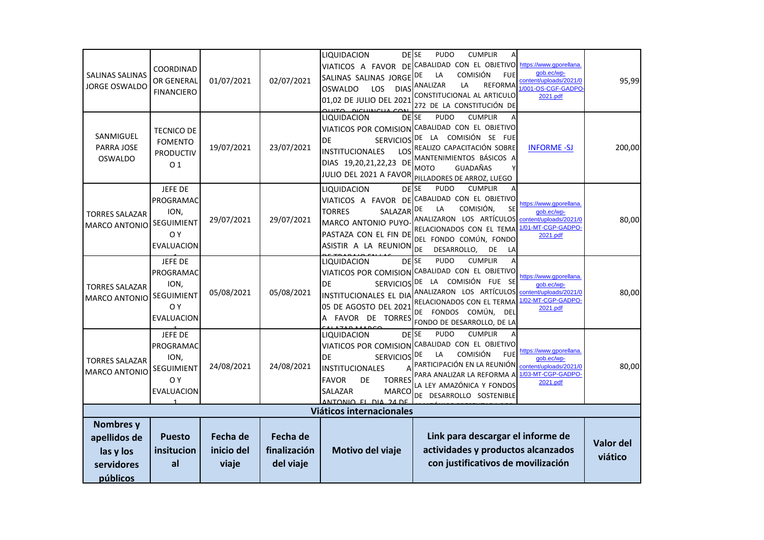| | | | | | | | |
|---|---|---|---|---|---|---|---|
| SALINAS SALINAS JORGE OSWALDO | COORDINADOR GENERAL FINANCIERO | 01/07/2021 | 02/07/2021 | LIQUIDACION DE VIATICOS A FAVOR DE SALINAS SALINAS JORGE OSWALDO LOS DIAS 01,02 DE JULIO DEL 2021 QUITO PICHINCHA CON | SE PUDO CUMPLIR A CABALIDAD CON EL OBJETIVO DE LA COMISIÓN FUE ANALIZAR LA REFORMA CONSTITUCIONAL AL ARTICULO 272 DE LA CONSTITUCIÓN DE | https://www.gporellana.gob.ec/wp-content/uploads/2021/01/001-OS-CGF-GADPO-2021.pdf | 95,99 |
| SANMIGUEL PARRA JOSE OSWALDO | TECNICO DE FOMENTO PRODUCTIVO 1 | 19/07/2021 | 23/07/2021 | LIQUIDACION DE VIATICOS POR COMISION DE SERVICIOS INSTITUCIONALES LOS DIAS 19,20,21,22,23 DE JULIO DEL 2021 A FAVOR | SE PUDO CUMPLIR A CABALIDAD CON EL OBJETIVO DE LA COMISIÓN SE FUE REALIZO CAPACITACIÓN SOBRE MANTENIMIENTOS BÁSICOS A MOTO GUADAÑAS Y PILLADORES DE ARROZ, LUEGO | INFORME -SJ | 200,00 |
| TORRES SALAZAR MARCO ANTONIO | JEFE DE PROGRAMACION, SEGUIMIENTO Y EVALUACION 1 | 29/07/2021 | 29/07/2021 | LIQUIDACION DE VIATICOS A FAVOR DE TORRES SALAZAR MARCO ANTONIO PUYO-PASTAZA CON EL FIN DE ASISTIR A LA REUNION DE TRABAJO EN LAS | SE PUDO CUMPLIR A CABALIDAD CON EL OBJETIVO DE LA COMISIÓN, SE ANALIZARON LOS ARTÍCULOS RELACIONADOS CON EL TEMA DEL FONDO COMÚN, FONDO DE DESARROLLO, DE LA | https://www.gporellana.gob.ec/wp-content/uploads/2021/01/01-MT-CGP-GADPO-2021.pdf | 80,00 |
| TORRES SALAZAR MARCO ANTONIO | JEFE DE PROGRAMACION, SEGUIMIENTO Y EVALUACION 1 | 05/08/2021 | 05/08/2021 | LIQUIDACION DE VIATICOS POR COMISION DE SERVICIOS INSTITUCIONALES EL DIA 05 DE AGOSTO DEL 2021 A FAVOR DE TORRES SALAZAR MARCO | SE PUDO CUMPLIR A CABALIDAD CON EL OBJETIVO DE LA COMISIÓN FUE SE ANALIZARON LOS ARTÍCULOS RELACIONADOS CON EL TERMA DE FONDOS COMÚN, DEL FONDO DE DESARROLLO, DE LA | https://www.gporellana.gob.ec/wp-content/uploads/2021/01/02-MT-CGP-GADPO-2021.pdf | 80,00 |
| TORRES SALAZAR MARCO ANTONIO | JEFE DE PROGRAMACION, SEGUIMIENTO Y EVALUACION 1 | 24/08/2021 | 24/08/2021 | LIQUIDACION DE VIATICOS POR COMISION DE SERVICIOS INSTITUCIONALES A FAVOR DE TORRES SALAZAR MARCO ANTONIO EL DIA 24 DE | SE PUDO CUMPLIR A CABALIDAD CON EL OBJETIVO DE LA COMISIÓN FUE PARTICIPACIÓN EN LA REUNIÓN PARA ANALIZAR LA REFORMA A LA LEY AMAZÓNICA Y FONDOS DE DESARROLLO SOSTENIBLE AMAZÓNICO PRESENTADA POR | https://www.gporellana.gob.ec/wp-content/uploads/2021/01/03-MT-CGP-GADPO-2021.pdf | 80,00 |

**Viáticos internacionales**

| Nombres y apellidos de las y los servidores públicos | Puesto insitucional | Fecha de inicio del viaje | Fecha de finalización del viaje | Motivo del viaje | Link para descargar el informe de actividades y productos alcanzados con justificativos de movilización | Valor del viático |
|---|---|---|---|---|---|---|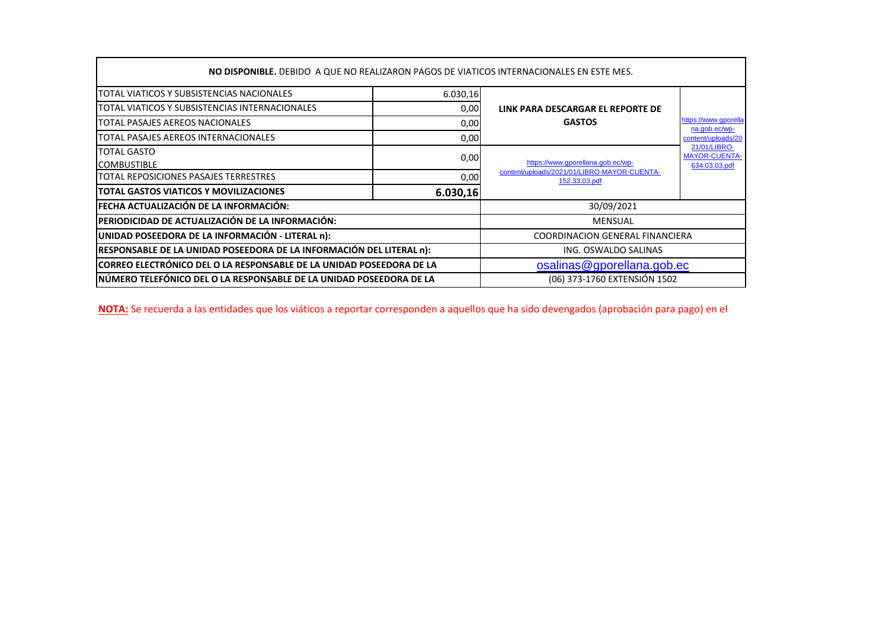**NO DISPONIBLE.** DEBIDO A QUE NO REALIZARON PAGOS DE VIATICOS INTERNACIONALES EN ESTE MES.

| | | | |
|---|---|---|---|
| TOTAL VIATICOS Y SUBSISTENCIAS NACIONALES | 6.030,16 | **LINK PARA DESCARGAR EL REPORTE DE GASTOS** | https://www.gporellana.gob.ec/wp-content/uploads/2021/01/LIBRO-MAYOR-CUENTA-634.03.03.pdf |
| TOTAL VIATICOS Y SUBSISTENCIAS INTERNACIONALES | 0,00 | | |
| TOTAL PASAJES AEREOS NACIONALES | 0,00 | | |
| TOTAL PASAJES AEREOS INTERNACIONALES | 0,00 | | |
| TOTAL GASTO COMBUSTIBLE | 0,00 | https://www.gporellana.gob.ec/wp-content/uploads/2021/01/LIBRO-MAYOR-CUENTA-152.33.03.pdf | |
| TOTAL REPOSICIONES PASAJES TERRESTRES | 0,00 | | |
| **TOTAL GASTOS VIATICOS Y MOVILIZACIONES** | **6.030,16** | | |
| **FECHA ACTUALIZACIÓN DE LA INFORMACIÓN:** | | 30/09/2021 | |
| **PERIODICIDAD DE ACTUALIZACIÓN DE LA INFORMACIÓN:** | | MENSUAL | |
| **UNIDAD POSEEDORA DE LA INFORMACIÓN - LITERAL n):** | | COORDINACION GENERAL FINANCIERA | |
| **RESPONSABLE DE LA UNIDAD POSEEDORA DE LA INFORMACIÓN DEL LITERAL n):** | | ING. OSWALDO SALINAS | |
| **CORREO ELECTRÓNICO DEL O LA RESPONSABLE DE LA UNIDAD POSEEDORA DE LA** | | osalinas@gporellana.gob.ec | |
| **NÚMERO TELEFÓNICO DEL O LA RESPONSABLE DE LA UNIDAD POSEEDORA DE LA** | | (06) 373-1760 EXTENSIÓN 1502 | |

**NOTA:** Se recuerda a las entidades que los viáticos a reportar corresponden a aquellos que ha sido devengados (aprobación para pago) en el